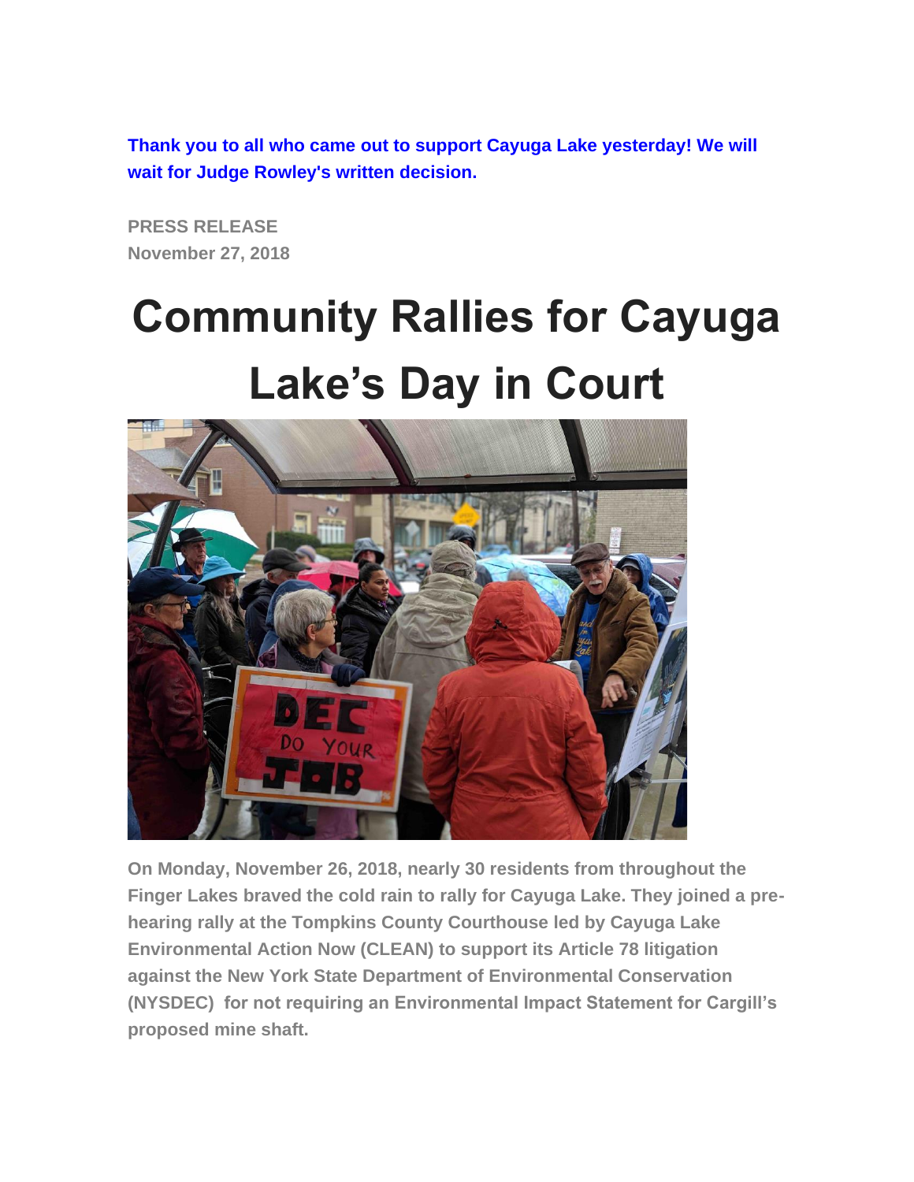**Thank you to all who came out to support Cayuga Lake yesterday! We will wait for Judge Rowley's written decision.**

**PRESS RELEASE**
**November 27, 2018**

# Community Rallies for Cayuga Lake's Day in Court

**On Monday, November 26, 2018, nearly 30 residents from throughout the Finger Lakes braved the cold rain to rally for Cayuga Lake. They joined a pre-hearing rally at the Tompkins County Courthouse led by Cayuga Lake Environmental Action Now (CLEAN) to support its Article 78 litigation against the New York State Department of Environmental Conservation (NYSDEC) for not requiring an Environmental Impact Statement for Cargill's proposed mine shaft.**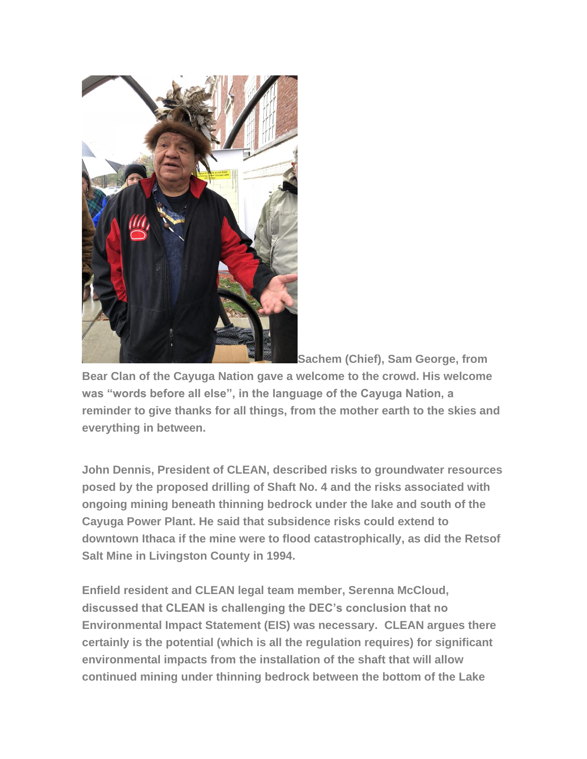**Sachem (Chief), Sam George, from Bear Clan of the Cayuga Nation gave a welcome to the crowd. His welcome was "words before all else", in the language of the Cayuga Nation, a reminder to give thanks for all things, from the mother earth to the skies and everything in between.**

**John Dennis, President of CLEAN, described risks to groundwater resources posed by the proposed drilling of Shaft No. 4 and the risks associated with ongoing mining beneath thinning bedrock under the lake and south of the Cayuga Power Plant. He said that subsidence risks could extend to downtown Ithaca if the mine were to flood catastrophically, as did the Retsof Salt Mine in Livingston County in 1994.**

**Enfield resident and CLEAN legal team member, Serenna McCloud, discussed that CLEAN is challenging the DEC's conclusion that no Environmental Impact Statement (EIS) was necessary. CLEAN argues there certainly is the potential (which is all the regulation requires) for significant environmental impacts from the installation of the shaft that will allow continued mining under thinning bedrock between the bottom of the Lake**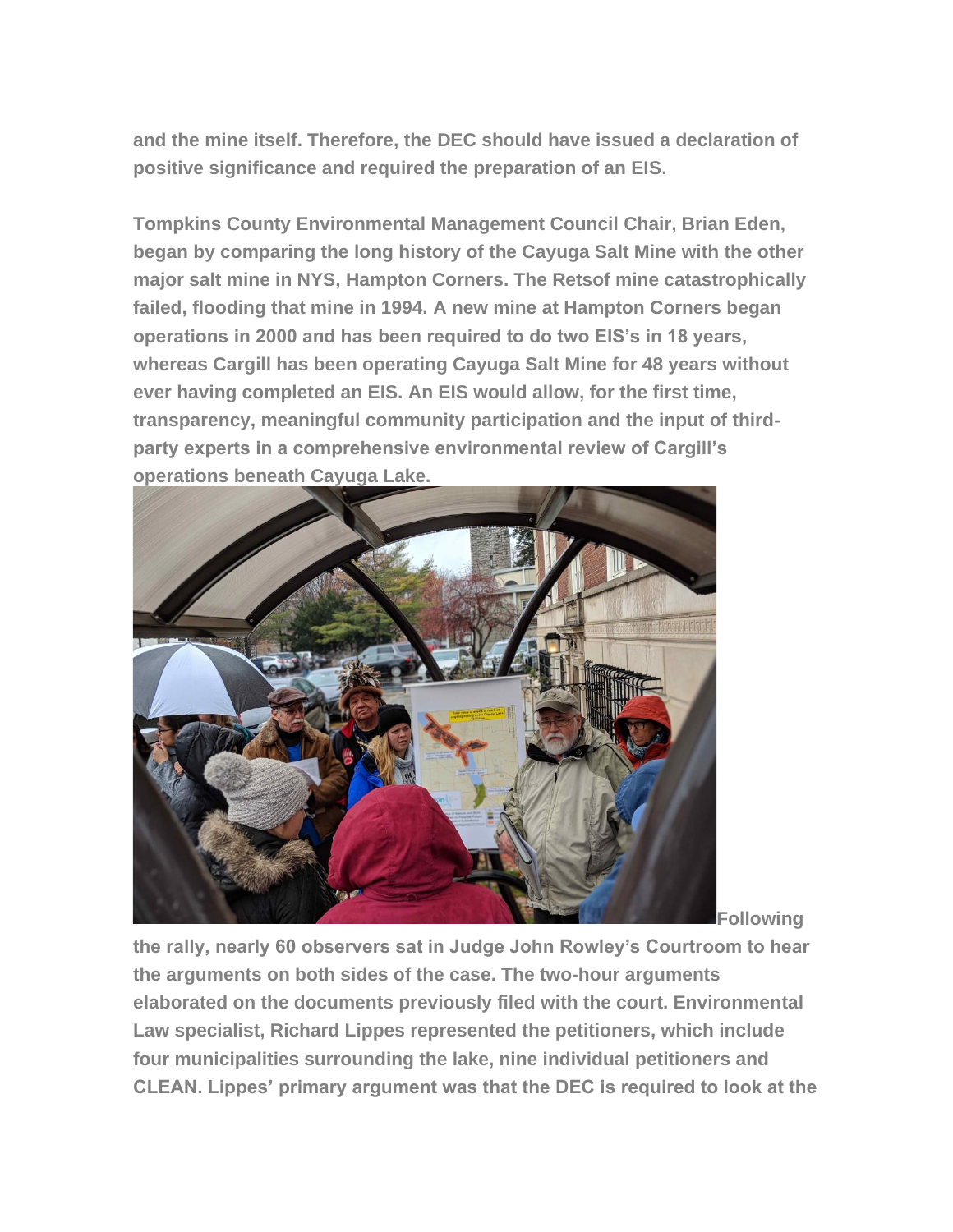**and the mine itself. Therefore, the DEC should have issued a declaration of positive significance and required the preparation of an EIS.**

**Tompkins County Environmental Management Council Chair, Brian Eden, began by comparing the long history of the Cayuga Salt Mine with the other major salt mine in NYS, Hampton Corners. The Retsof mine catastrophically failed, flooding that mine in 1994. A new mine at Hampton Corners began operations in 2000 and has been required to do two EIS's in 18 years, whereas Cargill has been operating Cayuga Salt Mine for 48 years without ever having completed an EIS. An EIS would allow, for the first time, transparency, meaningful community participation and the input of third-party experts in a comprehensive environmental review of Cargill's operations beneath Cayuga Lake.**

**Following the rally, nearly 60 observers sat in Judge John Rowley's Courtroom to hear the arguments on both sides of the case. The two-hour arguments elaborated on the documents previously filed with the court. Environmental Law specialist, Richard Lippes represented the petitioners, which include four municipalities surrounding the lake, nine individual petitioners and CLEAN. Lippes' primary argument was that the DEC is required to look at the**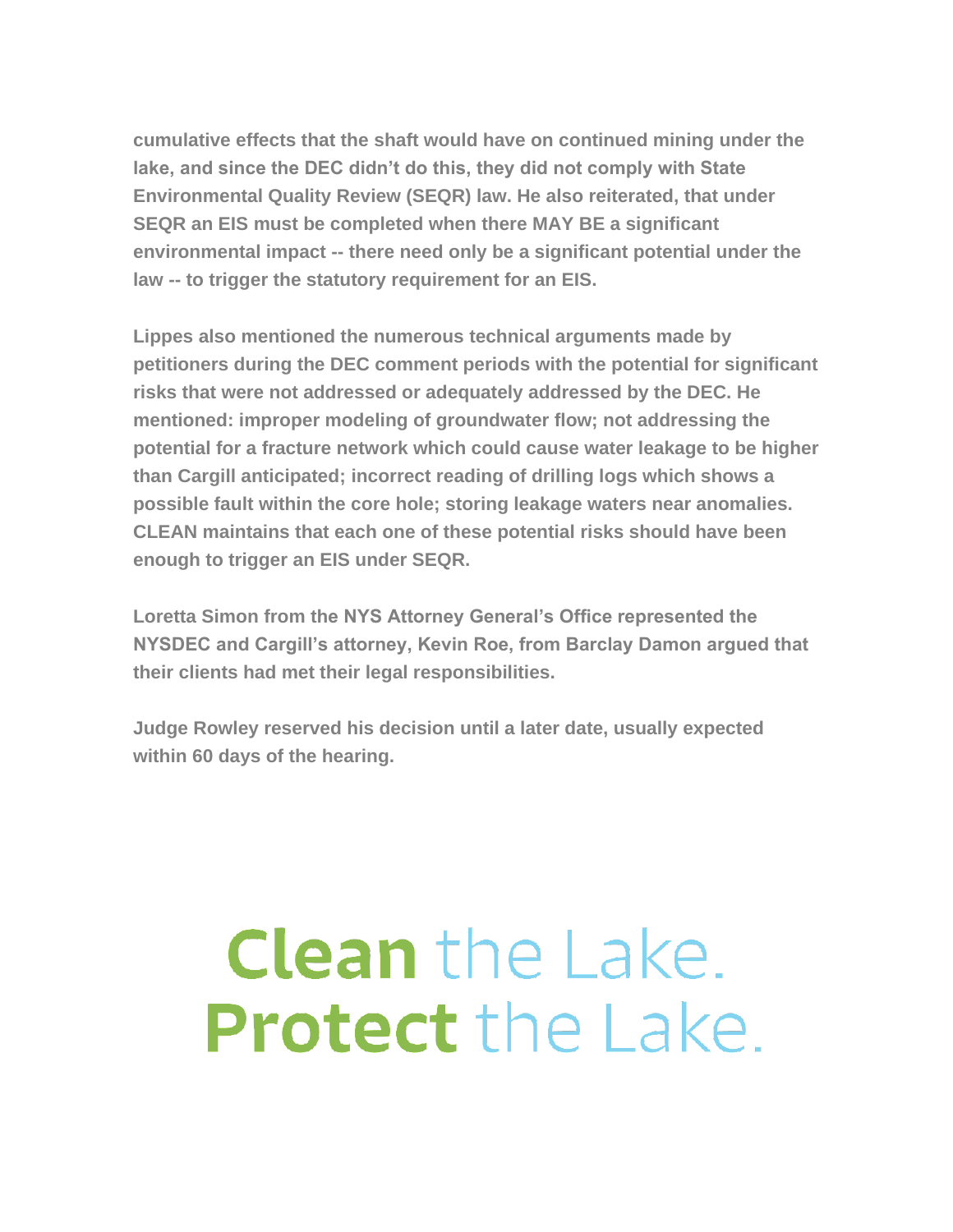**cumulative effects that the shaft would have on continued mining under the lake, and since the DEC didn't do this, they did not comply with State Environmental Quality Review (SEQR) law. He also reiterated, that under SEQR an EIS must be completed when there MAY BE a significant environmental impact -- there need only be a significant potential under the law -- to trigger the statutory requirement for an EIS.**

**Lippes also mentioned the numerous technical arguments made by petitioners during the DEC comment periods with the potential for significant risks that were not addressed or adequately addressed by the DEC. He mentioned: improper modeling of groundwater flow; not addressing the potential for a fracture network which could cause water leakage to be higher than Cargill anticipated; incorrect reading of drilling logs which shows a possible fault within the core hole; storing leakage waters near anomalies. CLEAN maintains that each one of these potential risks should have been enough to trigger an EIS under SEQR.**

**Loretta Simon from the NYS Attorney General's Office represented the NYSDEC and Cargill's attorney, Kevin Roe, from Barclay Damon argued that their clients had met their legal responsibilities.**

**Judge Rowley reserved his decision until a later date, usually expected within 60 days of the hearing.**

**Clean** the Lake.
**Protect** the Lake.